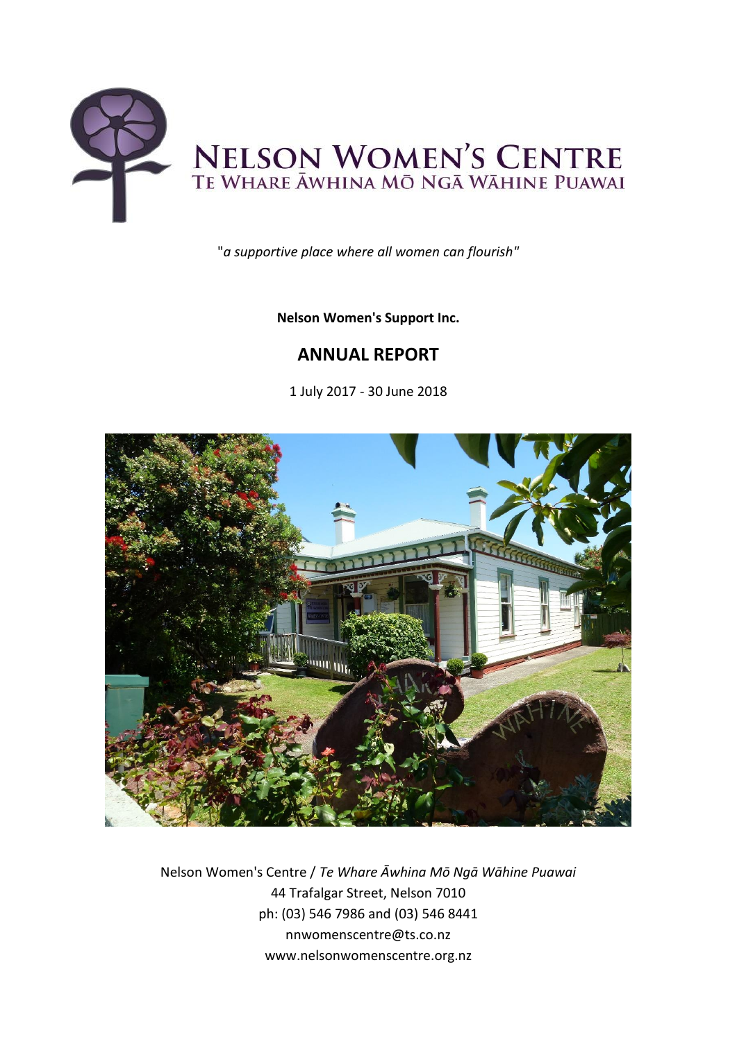# NELSON WOMEN'S CENTRE
## TE WHARE ĀWHINA MŌ NGĀ WĀHINE PUAWAI

"*a supportive place where all women can flourish*"

**Nelson Women's Support Inc.**

## ANNUAL REPORT

1 July 2017 - 30 June 2018

Nelson Women's Centre / *Te Whare Āwhina Mō Ngā Wāhine Puawai*
44 Trafalgar Street, Nelson 7010
ph: (03) 546 7986 and (03) 546 8441
nnwomenscentre@ts.co.nz
www.nelsonwomenscentre.org.nz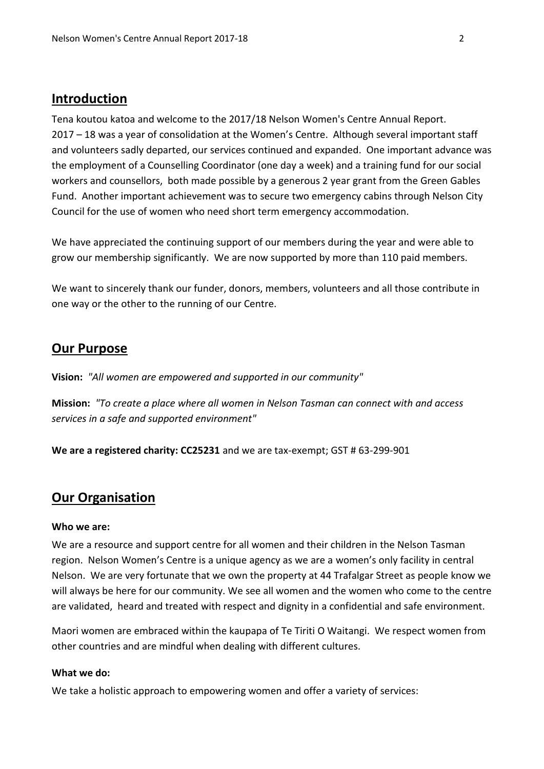## Introduction

Tena koutou katoa and welcome to the 2017/18 Nelson Women's Centre Annual Report. 2017 – 18 was a year of consolidation at the Women's Centre. Although several important staff and volunteers sadly departed, our services continued and expanded. One important advance was the employment of a Counselling Coordinator (one day a week) and a training fund for our social workers and counsellors, both made possible by a generous 2 year grant from the Green Gables Fund. Another important achievement was to secure two emergency cabins through Nelson City Council for the use of women who need short term emergency accommodation.

We have appreciated the continuing support of our members during the year and were able to grow our membership significantly. We are now supported by more than 110 paid members.

We want to sincerely thank our funder, donors, members, volunteers and all those contribute in one way or the other to the running of our Centre.

## Our Purpose

**Vision:** *"All women are empowered and supported in our community"*

**Mission:** *"To create a place where all women in Nelson Tasman can connect with and access services in a safe and supported environment"*

**We are a registered charity: CC25231** and we are tax-exempt; GST # 63-299-901

## Our Organisation

**Who we are:**

We are a resource and support centre for all women and their children in the Nelson Tasman region. Nelson Women's Centre is a unique agency as we are a women's only facility in central Nelson. We are very fortunate that we own the property at 44 Trafalgar Street as people know we will always be here for our community. We see all women and the women who come to the centre are validated, heard and treated with respect and dignity in a confidential and safe environment.

Maori women are embraced within the kaupapa of Te Tiriti O Waitangi. We respect women from other countries and are mindful when dealing with different cultures.

**What we do:**

We take a holistic approach to empowering women and offer a variety of services: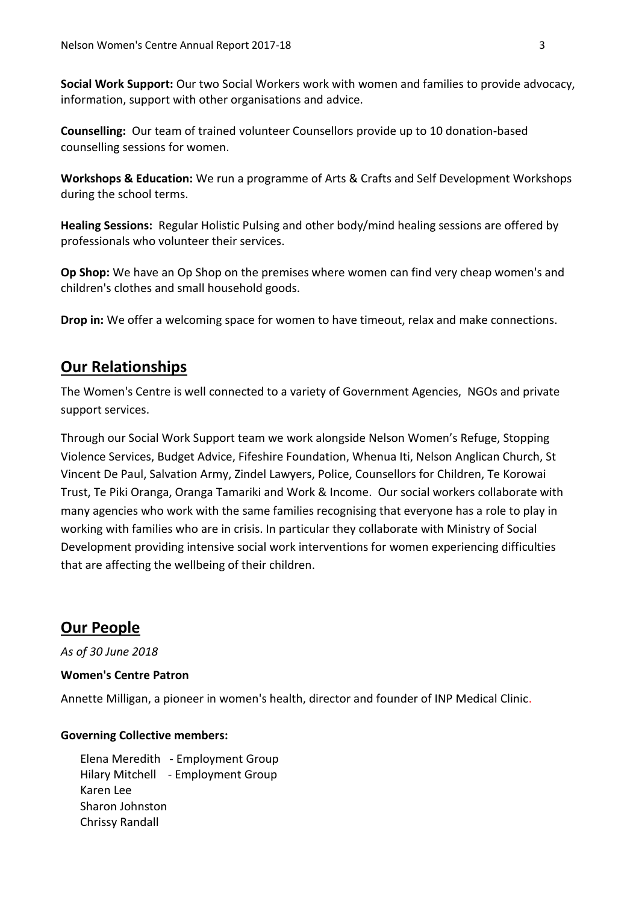**Social Work Support:** Our two Social Workers work with women and families to provide advocacy, information, support with other organisations and advice.

**Counselling:** Our team of trained volunteer Counsellors provide up to 10 donation-based counselling sessions for women.

**Workshops & Education:** We run a programme of Arts & Crafts and Self Development Workshops during the school terms.

**Healing Sessions:** Regular Holistic Pulsing and other body/mind healing sessions are offered by professionals who volunteer their services.

**Op Shop:** We have an Op Shop on the premises where women can find very cheap women's and children's clothes and small household goods.

**Drop in:** We offer a welcoming space for women to have timeout, relax and make connections.

## Our Relationships

The Women's Centre is well connected to a variety of Government Agencies, NGOs and private support services.

Through our Social Work Support team we work alongside Nelson Women's Refuge, Stopping Violence Services, Budget Advice, Fifeshire Foundation, Whenua Iti, Nelson Anglican Church, St Vincent De Paul, Salvation Army, Zindel Lawyers, Police, Counsellors for Children, Te Korowai Trust, Te Piki Oranga, Oranga Tamariki and Work & Income. Our social workers collaborate with many agencies who work with the same families recognising that everyone has a role to play in working with families who are in crisis. In particular they collaborate with Ministry of Social Development providing intensive social work interventions for women experiencing difficulties that are affecting the wellbeing of their children.

## Our People

*As of 30 June 2018*

**Women's Centre Patron**

Annette Milligan, a pioneer in women's health, director and founder of INP Medical Clinic.

**Governing Collective members:**

Elena Meredith - Employment Group
Hilary Mitchell - Employment Group
Karen Lee
Sharon Johnston
Chrissy Randall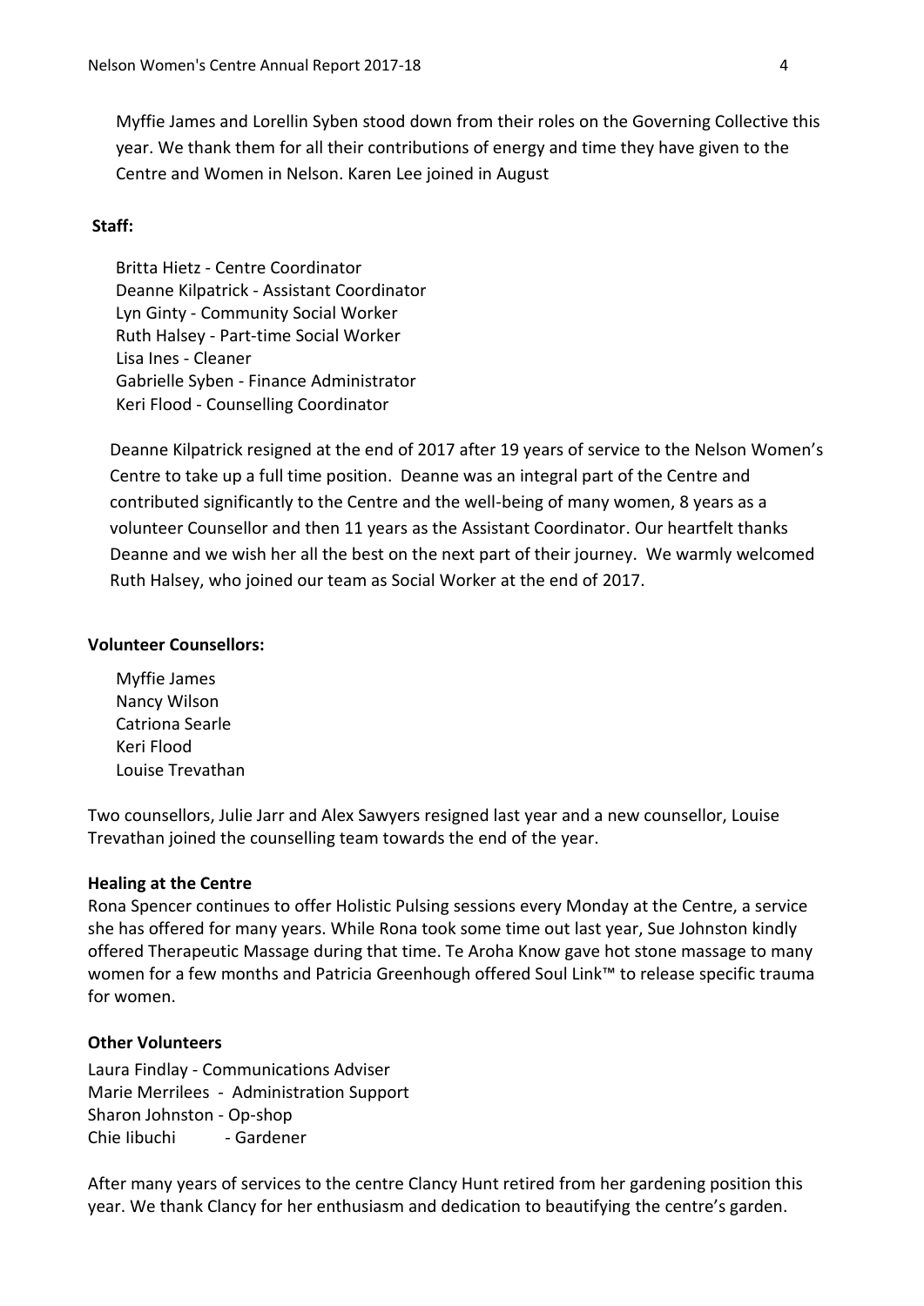Myffie James and Lorellin Syben stood down from their roles on the Governing Collective this year. We thank them for all their contributions of energy and time they have given to the Centre and Women in Nelson. Karen Lee joined in August

**Staff:**

Britta Hietz - Centre Coordinator
Deanne Kilpatrick - Assistant Coordinator
Lyn Ginty - Community Social Worker
Ruth Halsey - Part-time Social Worker
Lisa Ines - Cleaner
Gabrielle Syben - Finance Administrator
Keri Flood - Counselling Coordinator

Deanne Kilpatrick resigned at the end of 2017 after 19 years of service to the Nelson Women's Centre to take up a full time position. Deanne was an integral part of the Centre and contributed significantly to the Centre and the well-being of many women, 8 years as a volunteer Counsellor and then 11 years as the Assistant Coordinator. Our heartfelt thanks Deanne and we wish her all the best on the next part of their journey. We warmly welcomed Ruth Halsey, who joined our team as Social Worker at the end of 2017.

**Volunteer Counsellors:**

Myffie James
Nancy Wilson
Catriona Searle
Keri Flood
Louise Trevathan

Two counsellors, Julie Jarr and Alex Sawyers resigned last year and a new counsellor, Louise Trevathan joined the counselling team towards the end of the year.

**Healing at the Centre**

Rona Spencer continues to offer Holistic Pulsing sessions every Monday at the Centre, a service she has offered for many years. While Rona took some time out last year, Sue Johnston kindly offered Therapeutic Massage during that time. Te Aroha Know gave hot stone massage to many women for a few months and Patricia Greenhough offered Soul Link™ to release specific trauma for women.

**Other Volunteers**

Laura Findlay - Communications Adviser
Marie Merrilees - Administration Support
Sharon Johnston - Op-shop
Chie Iibuchi - Gardener

After many years of services to the centre Clancy Hunt retired from her gardening position this year. We thank Clancy for her enthusiasm and dedication to beautifying the centre's garden.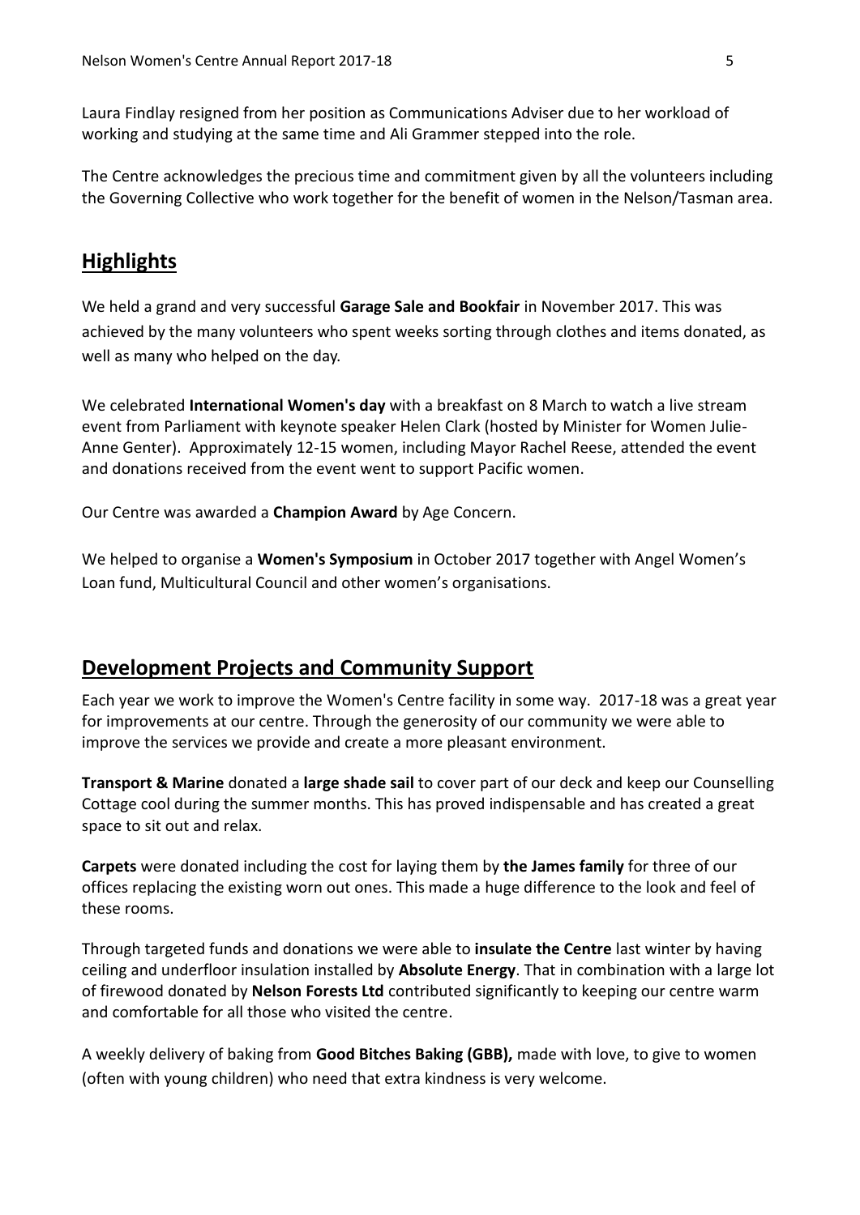Laura Findlay resigned from her position as Communications Adviser due to her workload of working and studying at the same time and Ali Grammer stepped into the role.

The Centre acknowledges the precious time and commitment given by all the volunteers including the Governing Collective who work together for the benefit of women in the Nelson/Tasman area.

## Highlights

We held a grand and very successful **Garage Sale and Bookfair** in November 2017. This was achieved by the many volunteers who spent weeks sorting through clothes and items donated, as well as many who helped on the day.

We celebrated **International Women's day** with a breakfast on 8 March to watch a live stream event from Parliament with keynote speaker Helen Clark (hosted by Minister for Women Julie-Anne Genter). Approximately 12-15 women, including Mayor Rachel Reese, attended the event and donations received from the event went to support Pacific women.

Our Centre was awarded a **Champion Award** by Age Concern.

We helped to organise a **Women's Symposium** in October 2017 together with Angel Women's Loan fund, Multicultural Council and other women's organisations.

## Development Projects and Community Support

Each year we work to improve the Women's Centre facility in some way. 2017-18 was a great year for improvements at our centre. Through the generosity of our community we were able to improve the services we provide and create a more pleasant environment.

**Transport & Marine** donated a **large shade sail** to cover part of our deck and keep our Counselling Cottage cool during the summer months. This has proved indispensable and has created a great space to sit out and relax.

**Carpets** were donated including the cost for laying them by **the James family** for three of our offices replacing the existing worn out ones. This made a huge difference to the look and feel of these rooms.

Through targeted funds and donations we were able to **insulate the Centre** last winter by having ceiling and underfloor insulation installed by **Absolute Energy**. That in combination with a large lot of firewood donated by **Nelson Forests Ltd** contributed significantly to keeping our centre warm and comfortable for all those who visited the centre.

A weekly delivery of baking from **Good Bitches Baking (GBB),** made with love, to give to women (often with young children) who need that extra kindness is very welcome.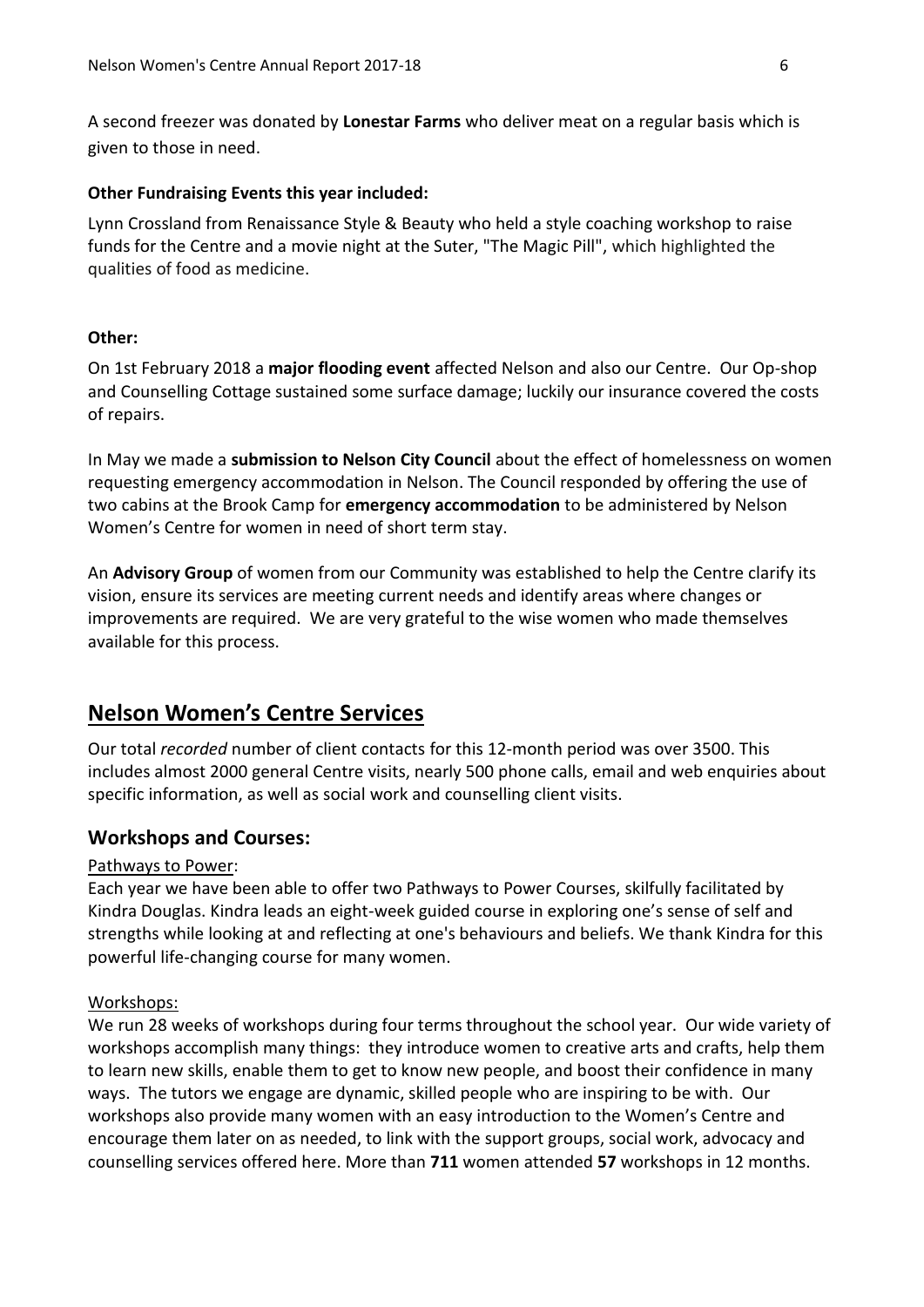A second freezer was donated by **Lonestar Farms** who deliver meat on a regular basis which is given to those in need.

**Other Fundraising Events this year included:**

Lynn Crossland from Renaissance Style & Beauty who held a style coaching workshop to raise funds for the Centre and a movie night at the Suter, "The Magic Pill", which highlighted the qualities of food as medicine.

**Other:**

On 1st February 2018 a **major flooding event** affected Nelson and also our Centre. Our Op-shop and Counselling Cottage sustained some surface damage; luckily our insurance covered the costs of repairs.

In May we made a **submission to Nelson City Council** about the effect of homelessness on women requesting emergency accommodation in Nelson. The Council responded by offering the use of two cabins at the Brook Camp for **emergency accommodation** to be administered by Nelson Women's Centre for women in need of short term stay.

An **Advisory Group** of women from our Community was established to help the Centre clarify its vision, ensure its services are meeting current needs and identify areas where changes or improvements are required. We are very grateful to the wise women who made themselves available for this process.

## Nelson Women's Centre Services

Our total *recorded* number of client contacts for this 12-month period was over 3500. This includes almost 2000 general Centre visits, nearly 500 phone calls, email and web enquiries about specific information, as well as social work and counselling client visits.

### Workshops and Courses:

Pathways to Power:

Each year we have been able to offer two Pathways to Power Courses, skilfully facilitated by Kindra Douglas. Kindra leads an eight-week guided course in exploring one's sense of self and strengths while looking at and reflecting at one's behaviours and beliefs. We thank Kindra for this powerful life-changing course for many women.

Workshops:

We run 28 weeks of workshops during four terms throughout the school year. Our wide variety of workshops accomplish many things: they introduce women to creative arts and crafts, help them to learn new skills, enable them to get to know new people, and boost their confidence in many ways. The tutors we engage are dynamic, skilled people who are inspiring to be with. Our workshops also provide many women with an easy introduction to the Women's Centre and encourage them later on as needed, to link with the support groups, social work, advocacy and counselling services offered here. More than **711** women attended **57** workshops in 12 months.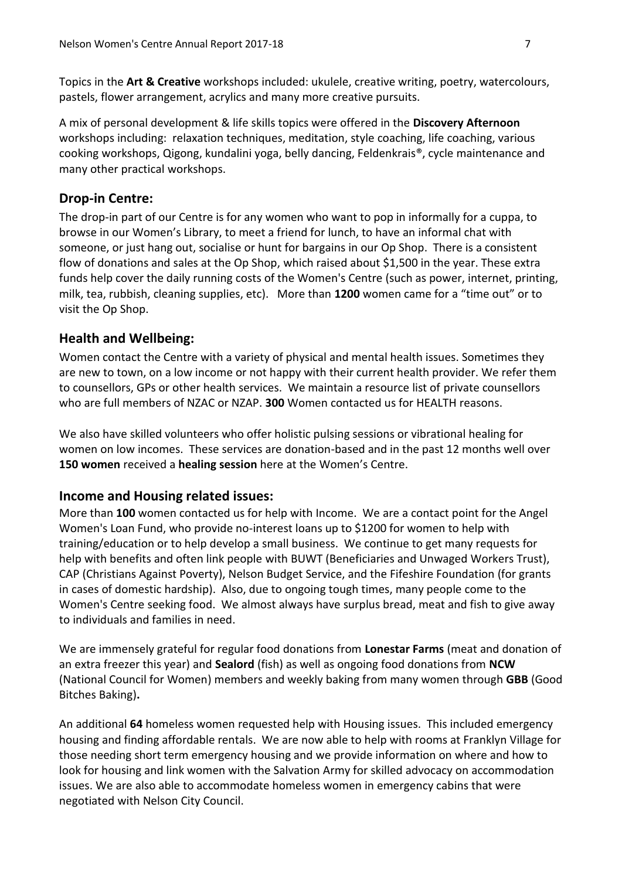Topics in the **Art & Creative** workshops included: ukulele, creative writing, poetry, watercolours, pastels, flower arrangement, acrylics and many more creative pursuits.

A mix of personal development & life skills topics were offered in the **Discovery Afternoon** workshops including: relaxation techniques, meditation, style coaching, life coaching, various cooking workshops, Qigong, kundalini yoga, belly dancing, Feldenkrais®, cycle maintenance and many other practical workshops.

## Drop-in Centre:

The drop-in part of our Centre is for any women who want to pop in informally for a cuppa, to browse in our Women's Library, to meet a friend for lunch, to have an informal chat with someone, or just hang out, socialise or hunt for bargains in our Op Shop. There is a consistent flow of donations and sales at the Op Shop, which raised about $1,500 in the year. These extra funds help cover the daily running costs of the Women's Centre (such as power, internet, printing, milk, tea, rubbish, cleaning supplies, etc). More than **1200** women came for a "time out" or to visit the Op Shop.

## Health and Wellbeing:

Women contact the Centre with a variety of physical and mental health issues. Sometimes they are new to town, on a low income or not happy with their current health provider. We refer them to counsellors, GPs or other health services. We maintain a resource list of private counsellors who are full members of NZAC or NZAP. **300** Women contacted us for HEALTH reasons.

We also have skilled volunteers who offer holistic pulsing sessions or vibrational healing for women on low incomes. These services are donation-based and in the past 12 months well over **150 women** received a **healing session** here at the Women's Centre.

## Income and Housing related issues:

More than **100** women contacted us for help with Income. We are a contact point for the Angel Women's Loan Fund, who provide no-interest loans up to $1200 for women to help with training/education or to help develop a small business. We continue to get many requests for help with benefits and often link people with BUWT (Beneficiaries and Unwaged Workers Trust), CAP (Christians Against Poverty), Nelson Budget Service, and the Fifeshire Foundation (for grants in cases of domestic hardship). Also, due to ongoing tough times, many people come to the Women's Centre seeking food. We almost always have surplus bread, meat and fish to give away to individuals and families in need.

We are immensely grateful for regular food donations from **Lonestar Farms** (meat and donation of an extra freezer this year) and **Sealord** (fish) as well as ongoing food donations from **NCW** (National Council for Women) members and weekly baking from many women through **GBB** (Good Bitches Baking)**.**

An additional **64** homeless women requested help with Housing issues. This included emergency housing and finding affordable rentals. We are now able to help with rooms at Franklyn Village for those needing short term emergency housing and we provide information on where and how to look for housing and link women with the Salvation Army for skilled advocacy on accommodation issues. We are also able to accommodate homeless women in emergency cabins that were negotiated with Nelson City Council.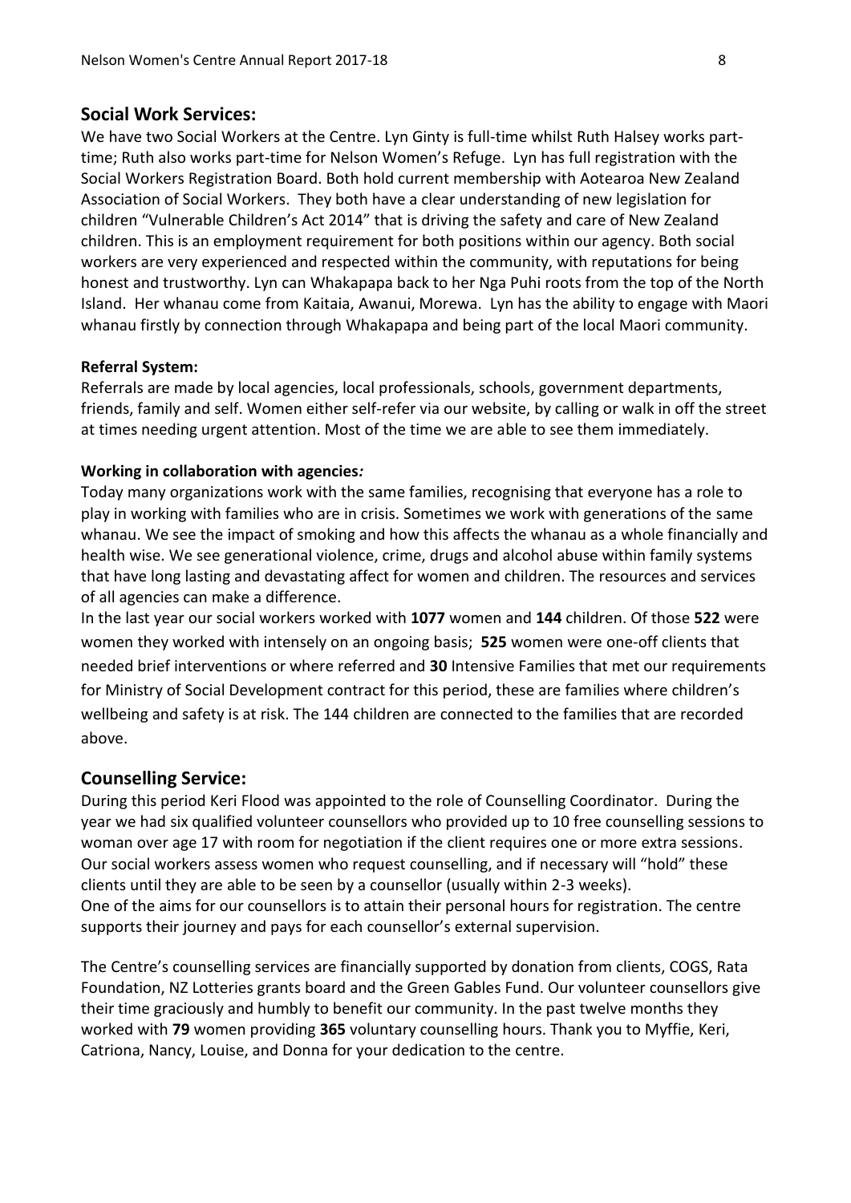## Social Work Services:

We have two Social Workers at the Centre. Lyn Ginty is full-time whilst Ruth Halsey works part-time; Ruth also works part-time for Nelson Women's Refuge. Lyn has full registration with the Social Workers Registration Board. Both hold current membership with Aotearoa New Zealand Association of Social Workers. They both have a clear understanding of new legislation for children "Vulnerable Children's Act 2014" that is driving the safety and care of New Zealand children. This is an employment requirement for both positions within our agency. Both social workers are very experienced and respected within the community, with reputations for being honest and trustworthy. Lyn can Whakapapa back to her Nga Puhi roots from the top of the North Island. Her whanau come from Kaitaia, Awanui, Morewa. Lyn has the ability to engage with Maori whanau firstly by connection through Whakapapa and being part of the local Maori community.

**Referral System:**

Referrals are made by local agencies, local professionals, schools, government departments, friends, family and self. Women either self-refer via our website, by calling or walk in off the street at times needing urgent attention. Most of the time we are able to see them immediately.

**Working in collaboration with agencies*:***

Today many organizations work with the same families, recognising that everyone has a role to play in working with families who are in crisis. Sometimes we work with generations of the same whanau. We see the impact of smoking and how this affects the whanau as a whole financially and health wise. We see generational violence, crime, drugs and alcohol abuse within family systems that have long lasting and devastating affect for women and children. The resources and services of all agencies can make a difference.

In the last year our social workers worked with **1077** women and **144** children. Of those **522** were women they worked with intensely on an ongoing basis; **525** women were one-off clients that needed brief interventions or where referred and **30** Intensive Families that met our requirements for Ministry of Social Development contract for this period, these are families where children's wellbeing and safety is at risk. The 144 children are connected to the families that are recorded above.

## Counselling Service:

During this period Keri Flood was appointed to the role of Counselling Coordinator. During the year we had six qualified volunteer counsellors who provided up to 10 free counselling sessions to woman over age 17 with room for negotiation if the client requires one or more extra sessions. Our social workers assess women who request counselling, and if necessary will "hold" these clients until they are able to be seen by a counsellor (usually within 2-3 weeks).

One of the aims for our counsellors is to attain their personal hours for registration. The centre supports their journey and pays for each counsellor's external supervision.

The Centre's counselling services are financially supported by donation from clients, COGS, Rata Foundation, NZ Lotteries grants board and the Green Gables Fund. Our volunteer counsellors give their time graciously and humbly to benefit our community. In the past twelve months they worked with **79** women providing **365** voluntary counselling hours. Thank you to Myffie, Keri, Catriona, Nancy, Louise, and Donna for your dedication to the centre.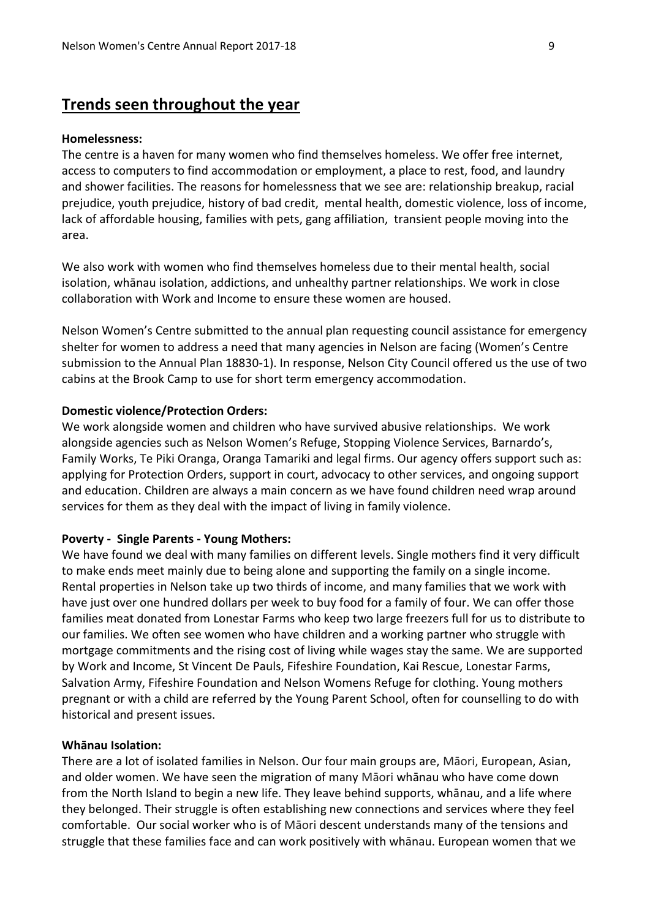## Trends seen throughout the year

**Homelessness:**

The centre is a haven for many women who find themselves homeless. We offer free internet, access to computers to find accommodation or employment, a place to rest, food, and laundry and shower facilities. The reasons for homelessness that we see are: relationship breakup, racial prejudice, youth prejudice, history of bad credit, mental health, domestic violence, loss of income, lack of affordable housing, families with pets, gang affiliation, transient people moving into the area.

We also work with women who find themselves homeless due to their mental health, social isolation, whānau isolation, addictions, and unhealthy partner relationships. We work in close collaboration with Work and Income to ensure these women are housed.

Nelson Women's Centre submitted to the annual plan requesting council assistance for emergency shelter for women to address a need that many agencies in Nelson are facing (Women's Centre submission to the Annual Plan 18830-1). In response, Nelson City Council offered us the use of two cabins at the Brook Camp to use for short term emergency accommodation.

**Domestic violence/Protection Orders:**

We work alongside women and children who have survived abusive relationships. We work alongside agencies such as Nelson Women's Refuge, Stopping Violence Services, Barnardo's, Family Works, Te Piki Oranga, Oranga Tamariki and legal firms. Our agency offers support such as: applying for Protection Orders, support in court, advocacy to other services, and ongoing support and education. Children are always a main concern as we have found children need wrap around services for them as they deal with the impact of living in family violence.

**Poverty - Single Parents - Young Mothers:**

We have found we deal with many families on different levels. Single mothers find it very difficult to make ends meet mainly due to being alone and supporting the family on a single income. Rental properties in Nelson take up two thirds of income, and many families that we work with have just over one hundred dollars per week to buy food for a family of four. We can offer those families meat donated from Lonestar Farms who keep two large freezers full for us to distribute to our families. We often see women who have children and a working partner who struggle with mortgage commitments and the rising cost of living while wages stay the same. We are supported by Work and Income, St Vincent De Pauls, Fifeshire Foundation, Kai Rescue, Lonestar Farms, Salvation Army, Fifeshire Foundation and Nelson Womens Refuge for clothing. Young mothers pregnant or with a child are referred by the Young Parent School, often for counselling to do with historical and present issues.

**Whānau Isolation:**

There are a lot of isolated families in Nelson. Our four main groups are, Māori, European, Asian, and older women. We have seen the migration of many Māori whānau who have come down from the North Island to begin a new life. They leave behind supports, whānau, and a life where they belonged. Their struggle is often establishing new connections and services where they feel comfortable. Our social worker who is of Māori descent understands many of the tensions and struggle that these families face and can work positively with whānau. European women that we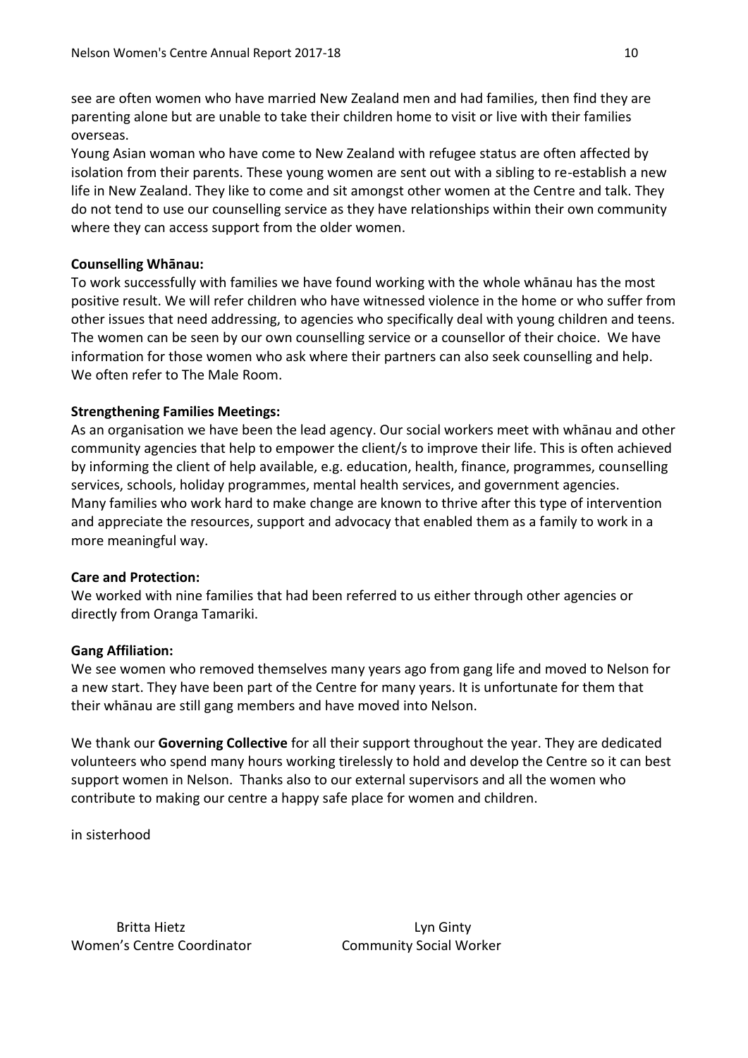see are often women who have married New Zealand men and had families, then find they are parenting alone but are unable to take their children home to visit or live with their families overseas.
Young Asian woman who have come to New Zealand with refugee status are often affected by isolation from their parents. These young women are sent out with a sibling to re-establish a new life in New Zealand. They like to come and sit amongst other women at the Centre and talk. They do not tend to use our counselling service as they have relationships within their own community where they can access support from the older women.

**Counselling Whānau:**
To work successfully with families we have found working with the whole whānau has the most positive result. We will refer children who have witnessed violence in the home or who suffer from other issues that need addressing, to agencies who specifically deal with young children and teens. The women can be seen by our own counselling service or a counsellor of their choice. We have information for those women who ask where their partners can also seek counselling and help. We often refer to The Male Room.

**Strengthening Families Meetings:**
As an organisation we have been the lead agency. Our social workers meet with whānau and other community agencies that help to empower the client/s to improve their life. This is often achieved by informing the client of help available, e.g. education, health, finance, programmes, counselling services, schools, holiday programmes, mental health services, and government agencies.
Many families who work hard to make change are known to thrive after this type of intervention and appreciate the resources, support and advocacy that enabled them as a family to work in a more meaningful way.

**Care and Protection:**
We worked with nine families that had been referred to us either through other agencies or directly from Oranga Tamariki.

**Gang Affiliation:**
We see women who removed themselves many years ago from gang life and moved to Nelson for a new start. They have been part of the Centre for many years. It is unfortunate for them that their whānau are still gang members and have moved into Nelson.

We thank our **Governing Collective** for all their support throughout the year. They are dedicated volunteers who spend many hours working tirelessly to hold and develop the Centre so it can best support women in Nelson. Thanks also to our external supervisors and all the women who contribute to making our centre a happy safe place for women and children.

in sisterhood

Britta Hietz
Women's Centre Coordinator

Lyn Ginty
Community Social Worker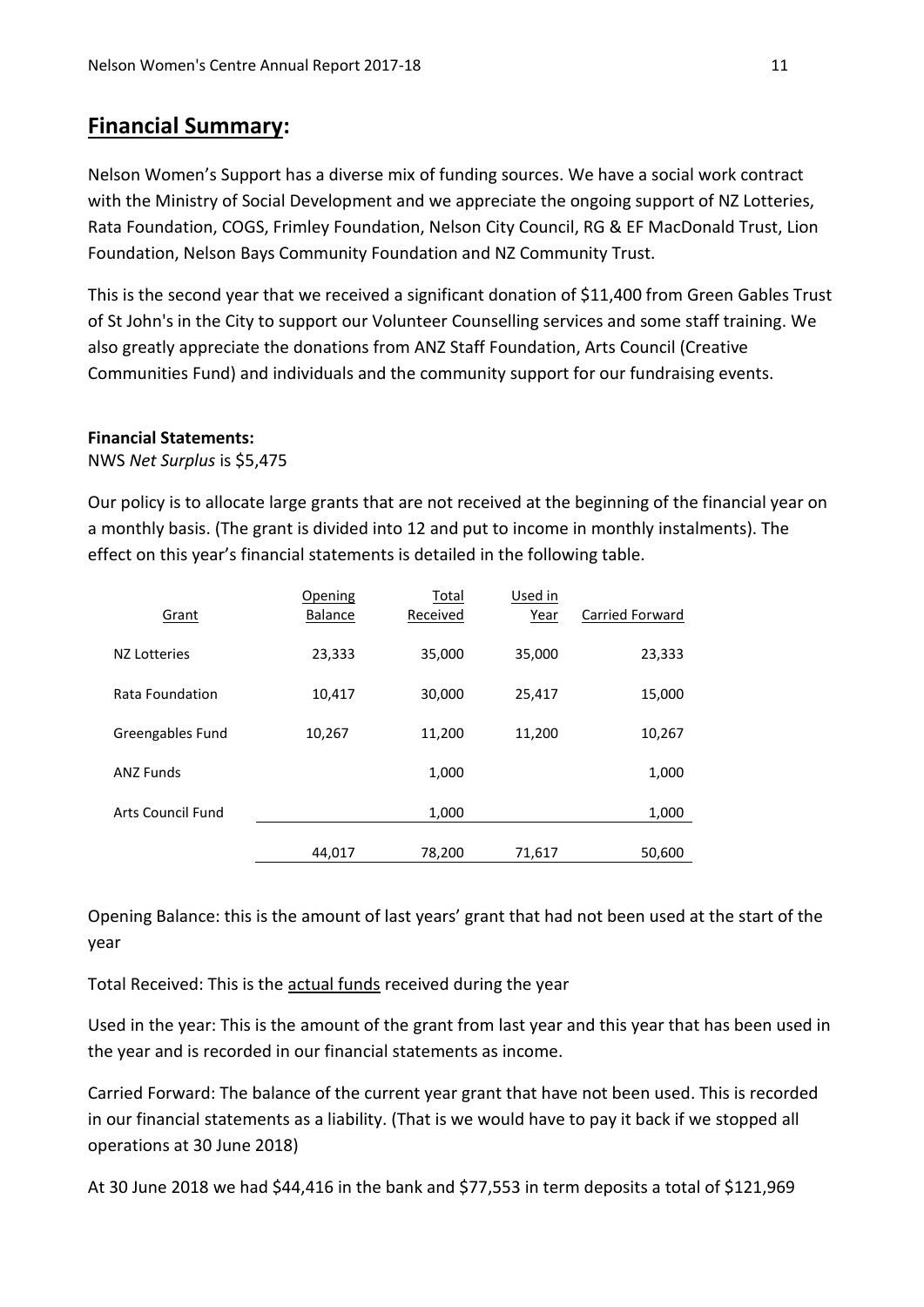## Financial Summary:

Nelson Women's Support has a diverse mix of funding sources. We have a social work contract with the Ministry of Social Development and we appreciate the ongoing support of NZ Lotteries, Rata Foundation, COGS, Frimley Foundation, Nelson City Council, RG & EF MacDonald Trust, Lion Foundation, Nelson Bays Community Foundation and NZ Community Trust.

This is the second year that we received a significant donation of $11,400 from Green Gables Trust of St John's in the City to support our Volunteer Counselling services and some staff training. We also greatly appreciate the donations from ANZ Staff Foundation, Arts Council (Creative Communities Fund) and individuals and the community support for our fundraising events.

**Financial Statements:**

NWS *Net Surplus* is $5,475

Our policy is to allocate large grants that are not received at the beginning of the financial year on a monthly basis. (The grant is divided into 12 and put to income in monthly instalments). The effect on this year's financial statements is detailed in the following table.

| Grant | Opening Balance | Total Received | Used in Year | Carried Forward |
|---|---|---|---|---|
| NZ Lotteries | 23,333 | 35,000 | 35,000 | 23,333 |
| Rata Foundation | 10,417 | 30,000 | 25,417 | 15,000 |
| Greengables Fund | 10,267 | 11,200 | 11,200 | 10,267 |
| ANZ Funds | | 1,000 | | 1,000 |
| Arts Council Fund | | 1,000 | | 1,000 |
| | 44,017 | 78,200 | 71,617 | 50,600 |

Opening Balance: this is the amount of last years' grant that had not been used at the start of the year

Total Received: This is the actual funds received during the year

Used in the year: This is the amount of the grant from last year and this year that has been used in the year and is recorded in our financial statements as income.

Carried Forward: The balance of the current year grant that have not been used. This is recorded in our financial statements as a liability. (That is we would have to pay it back if we stopped all operations at 30 June 2018)

At 30 June 2018 we had $44,416 in the bank and $77,553 in term deposits a total of $121,969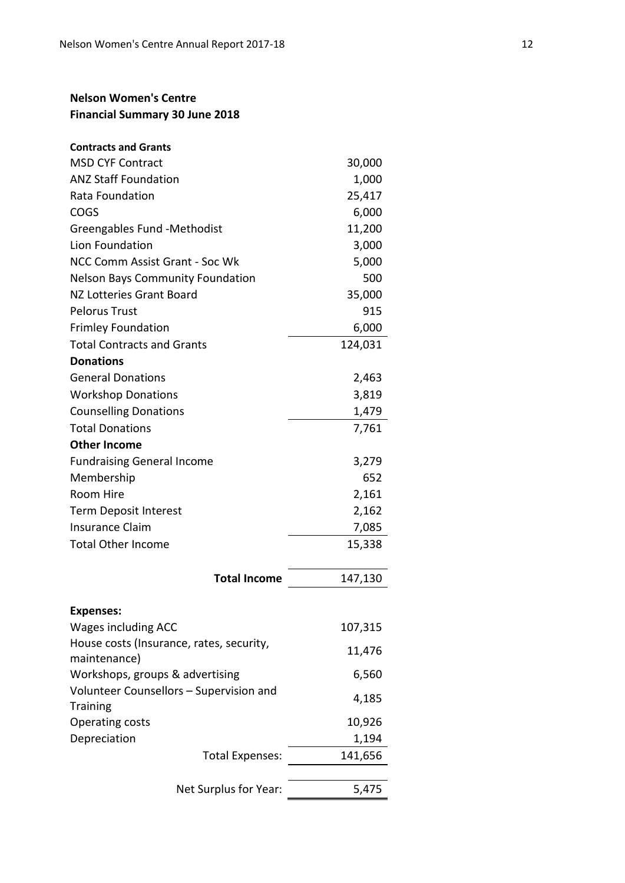**Nelson Women's Centre**
**Financial Summary 30 June 2018**

| | |
|---|---|
| **Contracts and Grants** | |
| MSD CYF Contract | 30,000 |
| ANZ Staff Foundation | 1,000 |
| Rata Foundation | 25,417 |
| COGS | 6,000 |
| Greengables Fund -Methodist | 11,200 |
| Lion Foundation | 3,000 |
| NCC Comm Assist Grant - Soc Wk | 5,000 |
| Nelson Bays Community Foundation | 500 |
| NZ Lotteries Grant Board | 35,000 |
| Pelorus Trust | 915 |
| Frimley Foundation | 6,000 |
| Total Contracts and Grants | 124,031 |
| **Donations** | |
| General Donations | 2,463 |
| Workshop Donations | 3,819 |
| Counselling Donations | 1,479 |
| Total Donations | 7,761 |
| **Other Income** | |
| Fundraising General Income | 3,279 |
| Membership | 652 |
| Room Hire | 2,161 |
| Term Deposit Interest | 2,162 |
| Insurance Claim | 7,085 |
| Total Other Income | 15,338 |
| **Total Income** | 147,130 |
| **Expenses:** | |
| Wages including ACC | 107,315 |
| House costs (Insurance, rates, security, maintenance) | 11,476 |
| Workshops, groups & advertising | 6,560 |
| Volunteer Counsellors – Supervision and Training | 4,185 |
| Operating costs | 10,926 |
| Depreciation | 1,194 |
| Total Expenses: | 141,656 |
| Net Surplus for Year: | 5,475 |